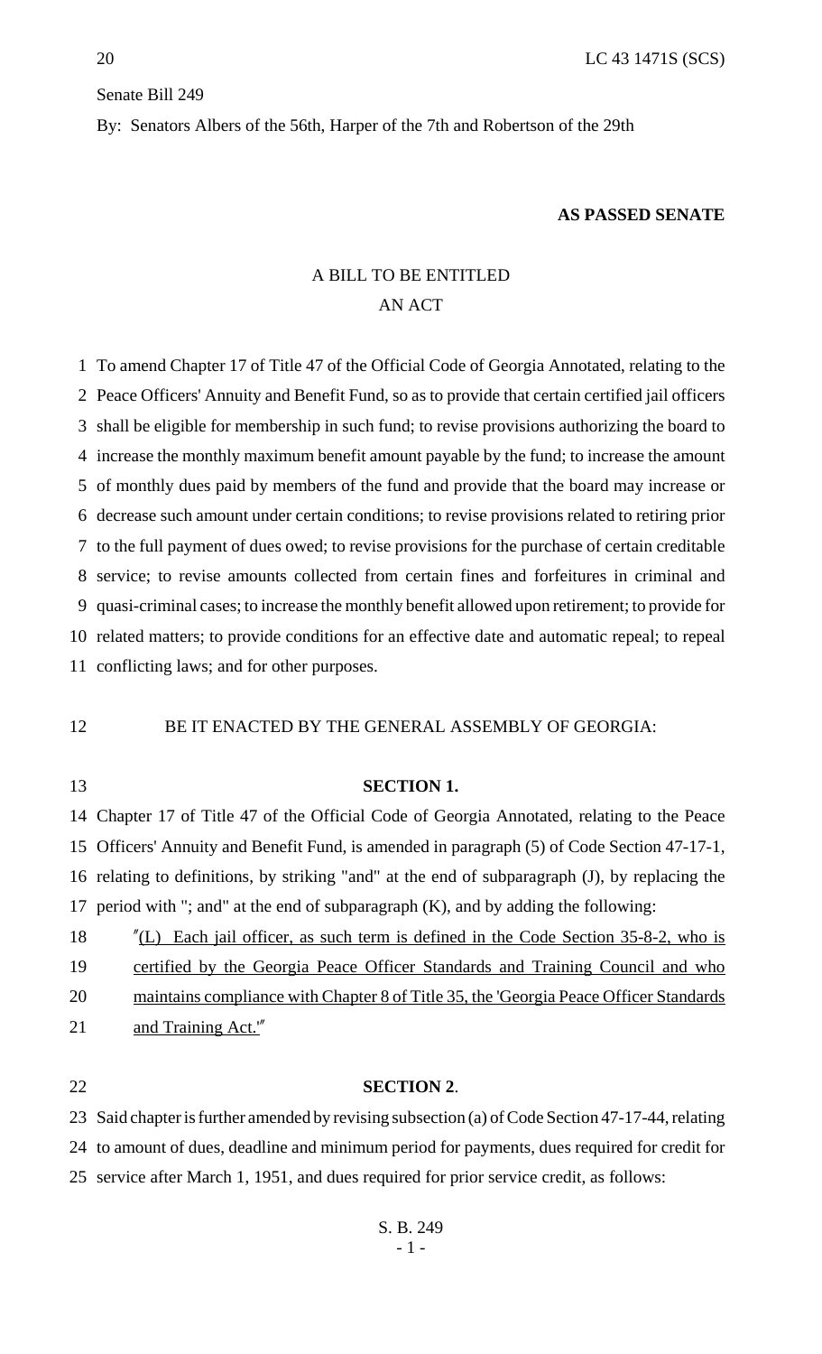Senate Bill 249

By: Senators Albers of the 56th, Harper of the 7th and Robertson of the 29th

**AS PASSED SENATE**

A BILL TO BE ENTITLED

AN ACT

To amend Chapter 17 of Title 47 of the Official Code of Georgia Annotated, relating to the Peace Officers' Annuity and Benefit Fund, so as to provide that certain certified jail officers shall be eligible for membership in such fund; to revise provisions authorizing the board to increase the monthly maximum benefit amount payable by the fund; to increase the amount of monthly dues paid by members of the fund and provide that the board may increase or decrease such amount under certain conditions; to revise provisions related to retiring prior to the full payment of dues owed; to revise provisions for the purchase of certain creditable service; to revise amounts collected from certain fines and forfeitures in criminal and quasi-criminal cases; to increase the monthly benefit allowed upon retirement; to provide for related matters; to provide conditions for an effective date and automatic repeal; to repeal conflicting laws; and for other purposes.

BE IT ENACTED BY THE GENERAL ASSEMBLY OF GEORGIA:

**SECTION 1.**

Chapter 17 of Title 47 of the Official Code of Georgia Annotated, relating to the Peace Officers' Annuity and Benefit Fund, is amended in paragraph (5) of Code Section 47-17-1, relating to definitions, by striking "and" at the end of subparagraph (J), by replacing the period with "; and" at the end of subparagraph (K), and by adding the following:

"(L) Each jail officer, as such term is defined in the Code Section 35-8-2, who is certified by the Georgia Peace Officer Standards and Training Council and who maintains compliance with Chapter 8 of Title 35, the 'Georgia Peace Officer Standards and Training Act.'"

**SECTION 2**.

Said chapter is further amended by revising subsection (a) of Code Section 47-17-44, relating to amount of dues, deadline and minimum period for payments, dues required for credit for service after March 1, 1951, and dues required for prior service credit, as follows: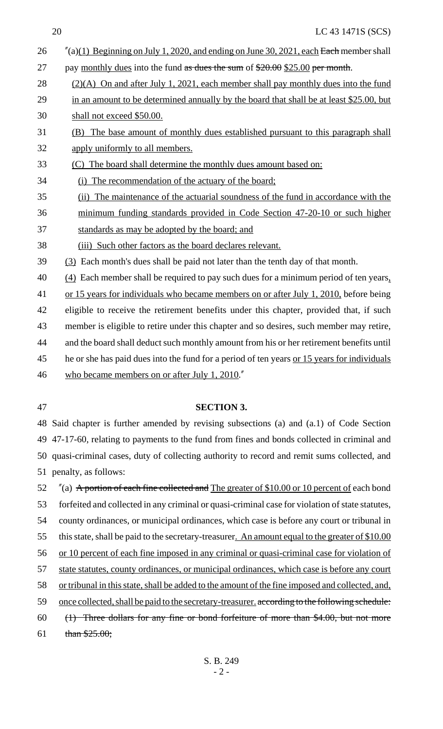"(a)(1) Beginning on July 1, 2020, and ending on June 30, 2021, each ~~Each~~ member shall pay monthly dues into the fund ~~as dues the sum~~ of ~~$20.00~~ $25.00 ~~per month~~.

(2)(A) On and after July 1, 2021, each member shall pay monthly dues into the fund in an amount to be determined annually by the board that shall be at least $25.00, but shall not exceed $50.00.

(B) The base amount of monthly dues established pursuant to this paragraph shall apply uniformly to all members.

(C) The board shall determine the monthly dues amount based on:

(i) The recommendation of the actuary of the board;

(ii) The maintenance of the actuarial soundness of the fund in accordance with the minimum funding standards provided in Code Section 47-20-10 or such higher standards as may be adopted by the board; and

(iii) Such other factors as the board declares relevant.

(3) Each month's dues shall be paid not later than the tenth day of that month.

(4) Each member shall be required to pay such dues for a minimum period of ten years, or 15 years for individuals who became members on or after July 1, 2010, before being eligible to receive the retirement benefits under this chapter, provided that, if such member is eligible to retire under this chapter and so desires, such member may retire, and the board shall deduct such monthly amount from his or her retirement benefits until he or she has paid dues into the fund for a period of ten years or 15 years for individuals who became members on or after July 1, 2010."

**SECTION 3.**

Said chapter is further amended by revising subsections (a) and (a.1) of Code Section 47-17-60, relating to payments to the fund from fines and bonds collected in criminal and quasi-criminal cases, duty of collecting authority to record and remit sums collected, and penalty, as follows:

"(a) ~~A portion of each fine collected and~~ The greater of $10.00 or 10 percent of each bond forfeited and collected in any criminal or quasi-criminal case for violation of state statutes, county ordinances, or municipal ordinances, which case is before any court or tribunal in this state, shall be paid to the secretary-treasurer. An amount equal to the greater of $10.00 or 10 percent of each fine imposed in any criminal or quasi-criminal case for violation of state statutes, county ordinances, or municipal ordinances, which case is before any court or tribunal in this state, shall be added to the amount of the fine imposed and collected, and, once collected, shall be paid to the secretary-treasurer. ~~according to the following schedule:~~

~~(1) Three dollars for any fine or bond forfeiture of more than $4.00, but not more than $25.00;~~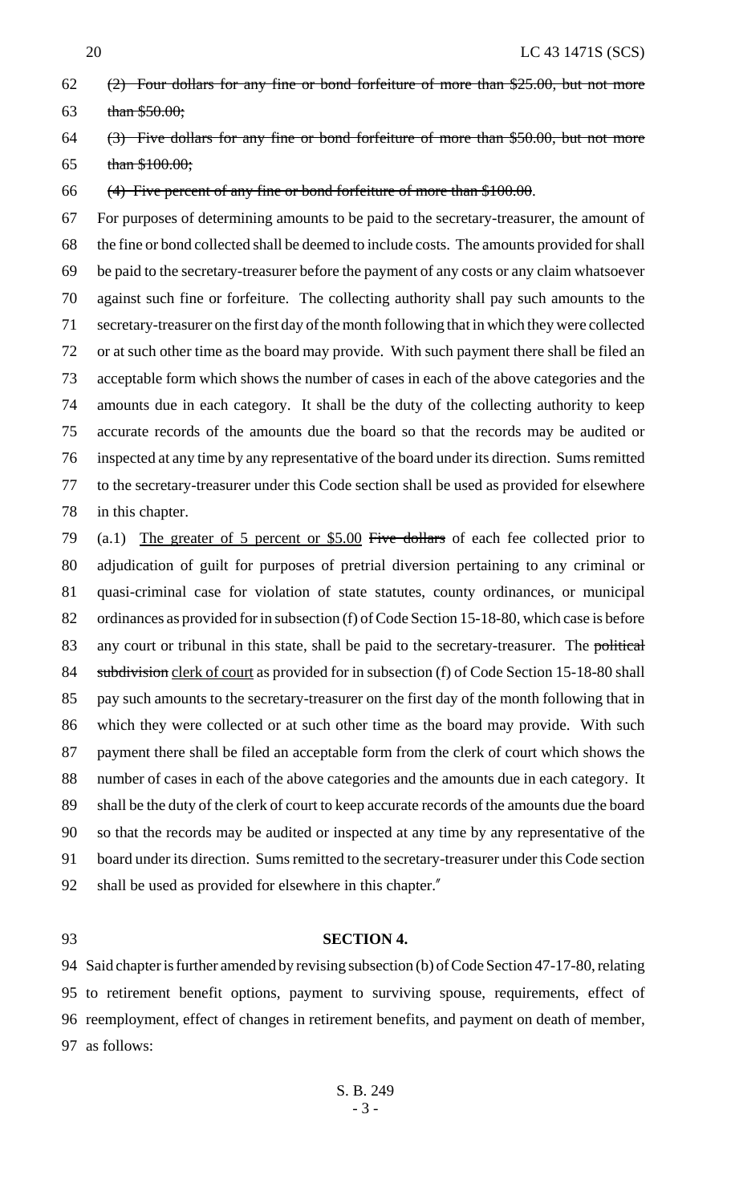~~(2) Four dollars for any fine or bond forfeiture of more than \$25.00, but not more than \$50.00;~~

~~(3) Five dollars for any fine or bond forfeiture of more than \$50.00, but not more than \$100.00;~~

~~(4) Five percent of any fine or bond forfeiture of more than \$100.00~~.

For purposes of determining amounts to be paid to the secretary-treasurer, the amount of the fine or bond collected shall be deemed to include costs. The amounts provided for shall be paid to the secretary-treasurer before the payment of any costs or any claim whatsoever against such fine or forfeiture. The collecting authority shall pay such amounts to the secretary-treasurer on the first day of the month following that in which they were collected or at such other time as the board may provide. With such payment there shall be filed an acceptable form which shows the number of cases in each of the above categories and the amounts due in each category. It shall be the duty of the collecting authority to keep accurate records of the amounts due the board so that the records may be audited or inspected at any time by any representative of the board under its direction. Sums remitted to the secretary-treasurer under this Code section shall be used as provided for elsewhere in this chapter.

(a.1) <u>The greater of 5 percent or \$5.00</u> ~~Five dollars~~ of each fee collected prior to adjudication of guilt for purposes of pretrial diversion pertaining to any criminal or quasi-criminal case for violation of state statutes, county ordinances, or municipal ordinances as provided for in subsection (f) of Code Section 15-18-80, which case is before any court or tribunal in this state, shall be paid to the secretary-treasurer. The ~~political subdivision~~ <u>clerk of court</u> as provided for in subsection (f) of Code Section 15-18-80 shall pay such amounts to the secretary-treasurer on the first day of the month following that in which they were collected or at such other time as the board may provide. With such payment there shall be filed an acceptable form from the clerk of court which shows the number of cases in each of the above categories and the amounts due in each category. It shall be the duty of the clerk of court to keep accurate records of the amounts due the board so that the records may be audited or inspected at any time by any representative of the board under its direction. Sums remitted to the secretary-treasurer under this Code section shall be used as provided for elsewhere in this chapter."

**SECTION 4.**

Said chapter is further amended by revising subsection (b) of Code Section 47-17-80, relating to retirement benefit options, payment to surviving spouse, requirements, effect of reemployment, effect of changes in retirement benefits, and payment on death of member, as follows: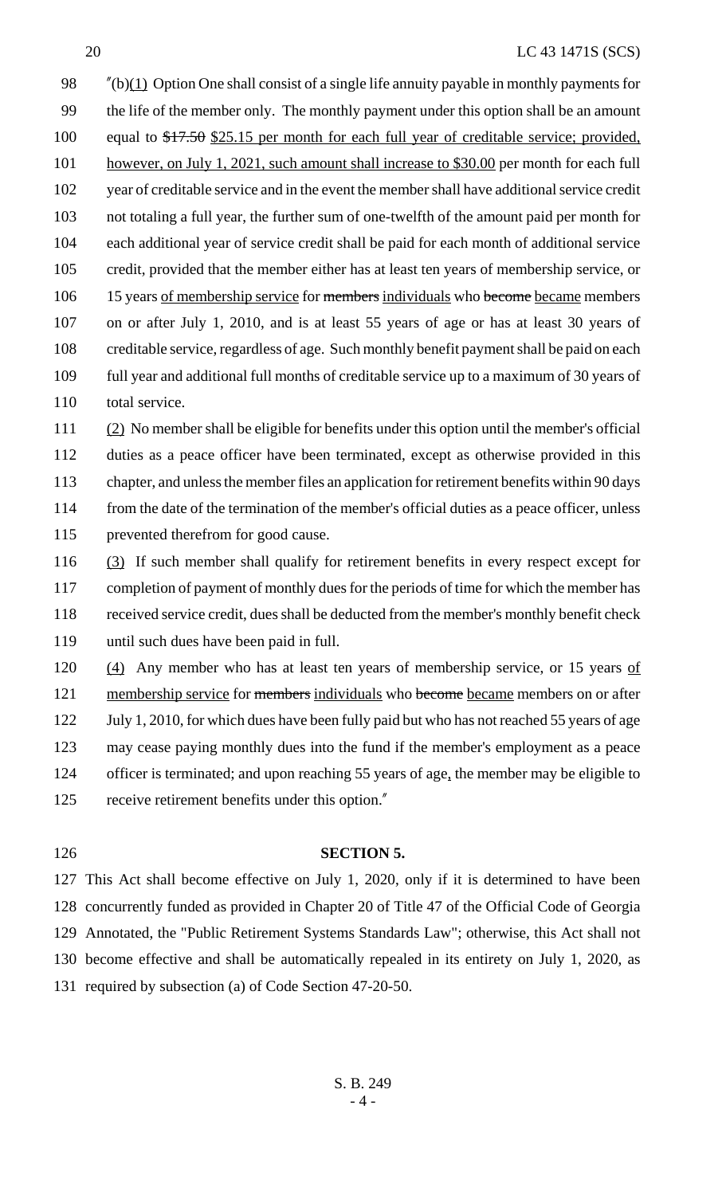"(b)(1) Option One shall consist of a single life annuity payable in monthly payments for the life of the member only. The monthly payment under this option shall be an amount equal to ~~$17.50~~ $25.15 per month for each full year of creditable service; provided, however, on July 1, 2021, such amount shall increase to $30.00 per month for each full year of creditable service and in the event the member shall have additional service credit not totaling a full year, the further sum of one-twelfth of the amount paid per month for each additional year of service credit shall be paid for each month of additional service credit, provided that the member either has at least ten years of membership service, or 15 years of membership service for ~~members~~ individuals who ~~become~~ became members on or after July 1, 2010, and is at least 55 years of age or has at least 30 years of creditable service, regardless of age. Such monthly benefit payment shall be paid on each full year and additional full months of creditable service up to a maximum of 30 years of total service.

(2) No member shall be eligible for benefits under this option until the member's official duties as a peace officer have been terminated, except as otherwise provided in this chapter, and unless the member files an application for retirement benefits within 90 days from the date of the termination of the member's official duties as a peace officer, unless prevented therefrom for good cause.

(3) If such member shall qualify for retirement benefits in every respect except for completion of payment of monthly dues for the periods of time for which the member has received service credit, dues shall be deducted from the member's monthly benefit check until such dues have been paid in full.

(4) Any member who has at least ten years of membership service, or 15 years of membership service for ~~members~~ individuals who ~~become~~ became members on or after July 1, 2010, for which dues have been fully paid but who has not reached 55 years of age may cease paying monthly dues into the fund if the member's employment as a peace officer is terminated; and upon reaching 55 years of age, the member may be eligible to receive retirement benefits under this option."

**SECTION 5.**

This Act shall become effective on July 1, 2020, only if it is determined to have been concurrently funded as provided in Chapter 20 of Title 47 of the Official Code of Georgia Annotated, the "Public Retirement Systems Standards Law"; otherwise, this Act shall not become effective and shall be automatically repealed in its entirety on July 1, 2020, as required by subsection (a) of Code Section 47-20-50.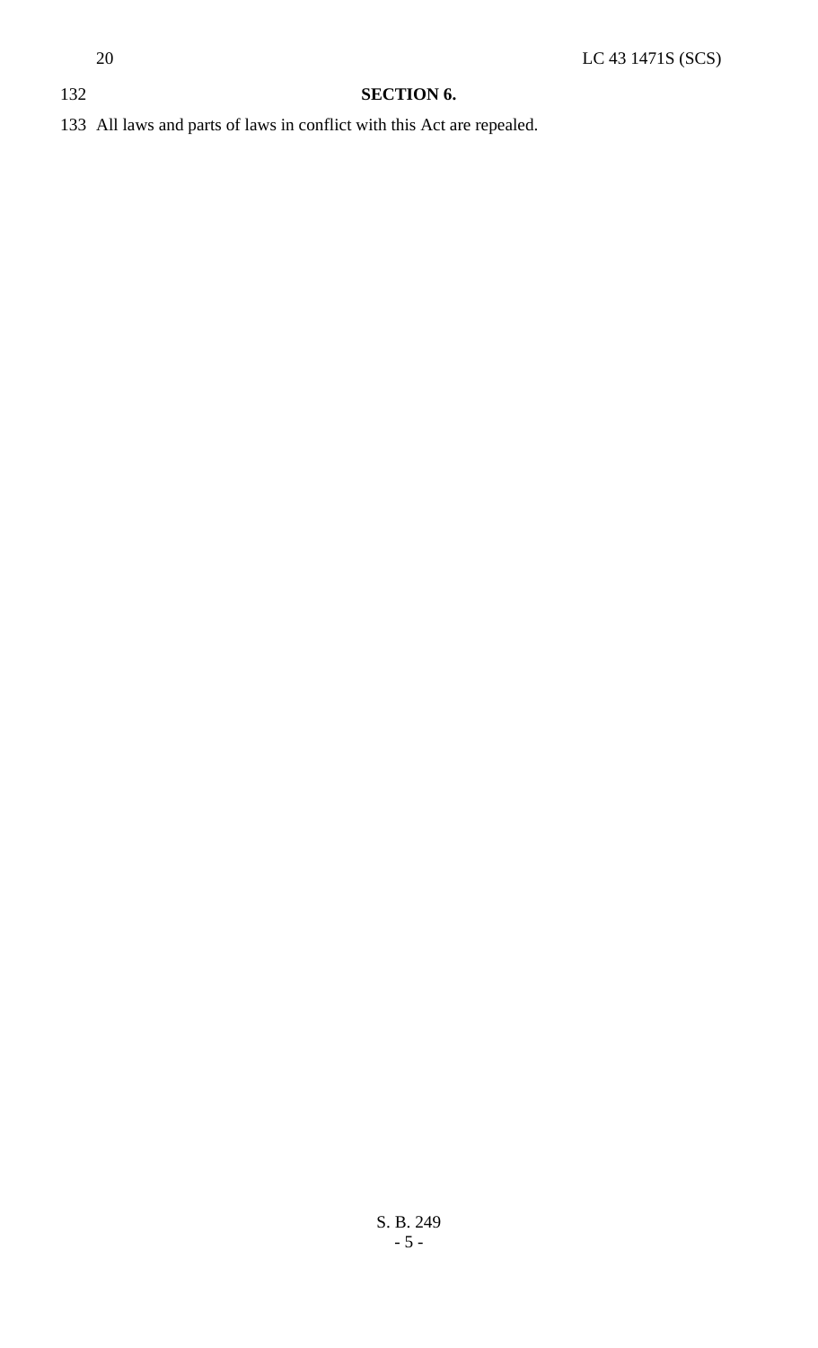**SECTION 6.**

All laws and parts of laws in conflict with this Act are repealed.